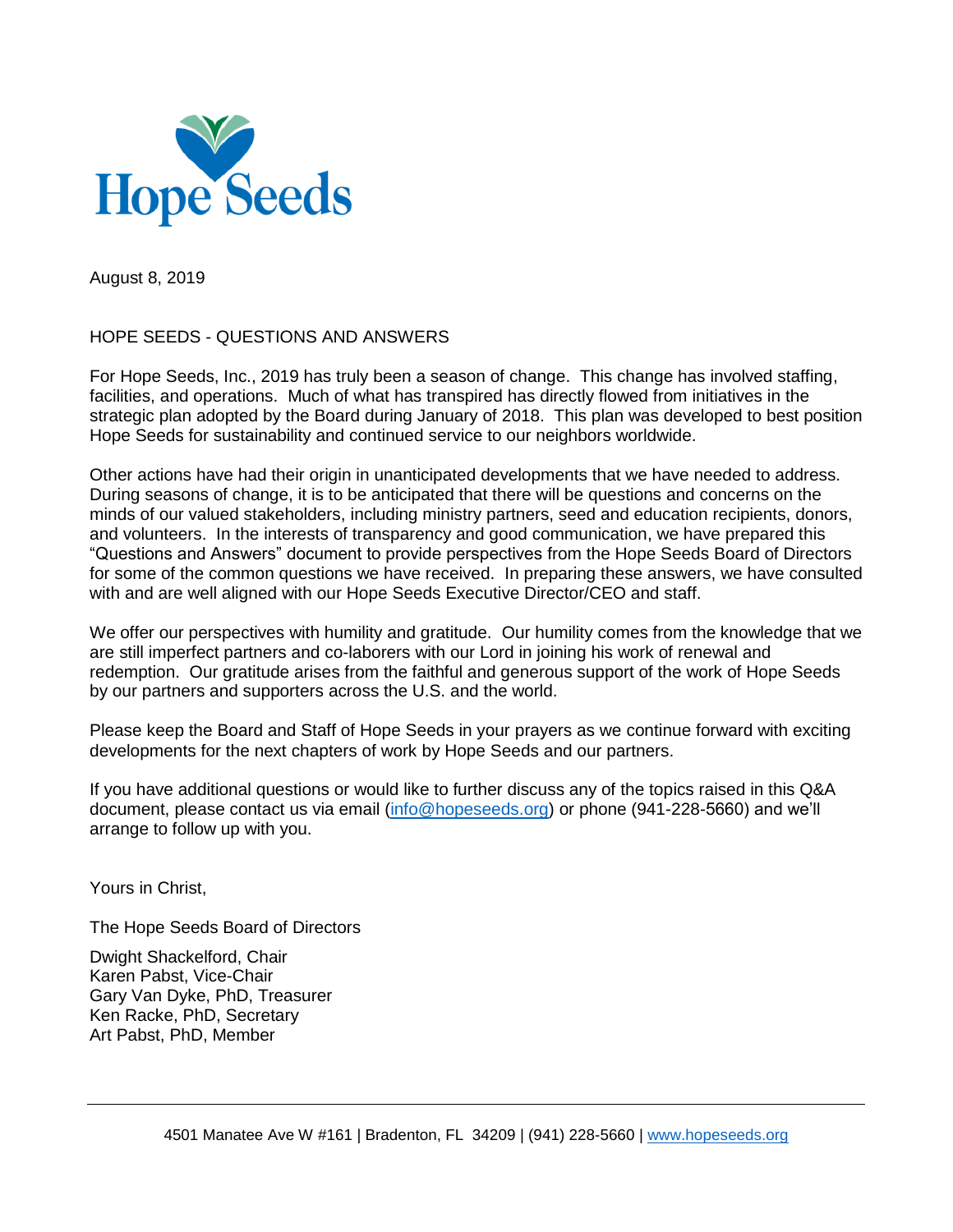Hope Seeds

August 8, 2019

HOPE SEEDS - QUESTIONS AND ANSWERS

For Hope Seeds, Inc., 2019 has truly been a season of change. This change has involved staffing, facilities, and operations. Much of what has transpired has directly flowed from initiatives in the strategic plan adopted by the Board during January of 2018. This plan was developed to best position Hope Seeds for sustainability and continued service to our neighbors worldwide.

Other actions have had their origin in unanticipated developments that we have needed to address. During seasons of change, it is to be anticipated that there will be questions and concerns on the minds of our valued stakeholders, including ministry partners, seed and education recipients, donors, and volunteers. In the interests of transparency and good communication, we have prepared this "Questions and Answers" document to provide perspectives from the Hope Seeds Board of Directors for some of the common questions we have received. In preparing these answers, we have consulted with and are well aligned with our Hope Seeds Executive Director/CEO and staff.

We offer our perspectives with humility and gratitude. Our humility comes from the knowledge that we are still imperfect partners and co-laborers with our Lord in joining his work of renewal and redemption. Our gratitude arises from the faithful and generous support of the work of Hope Seeds by our partners and supporters across the U.S. and the world.

Please keep the Board and Staff of Hope Seeds in your prayers as we continue forward with exciting developments for the next chapters of work by Hope Seeds and our partners.

If you have additional questions or would like to further discuss any of the topics raised in this Q&A document, please contact us via email (info@hopeseeds.org) or phone (941-228-5660) and we'll arrange to follow up with you.

Yours in Christ,

The Hope Seeds Board of Directors

Dwight Shackelford, Chair
Karen Pabst, Vice-Chair
Gary Van Dyke, PhD, Treasurer
Ken Racke, PhD, Secretary
Art Pabst, PhD, Member

4501 Manatee Ave W #161 | Bradenton, FL 34209 | (941) 228-5660 | www.hopeseeds.org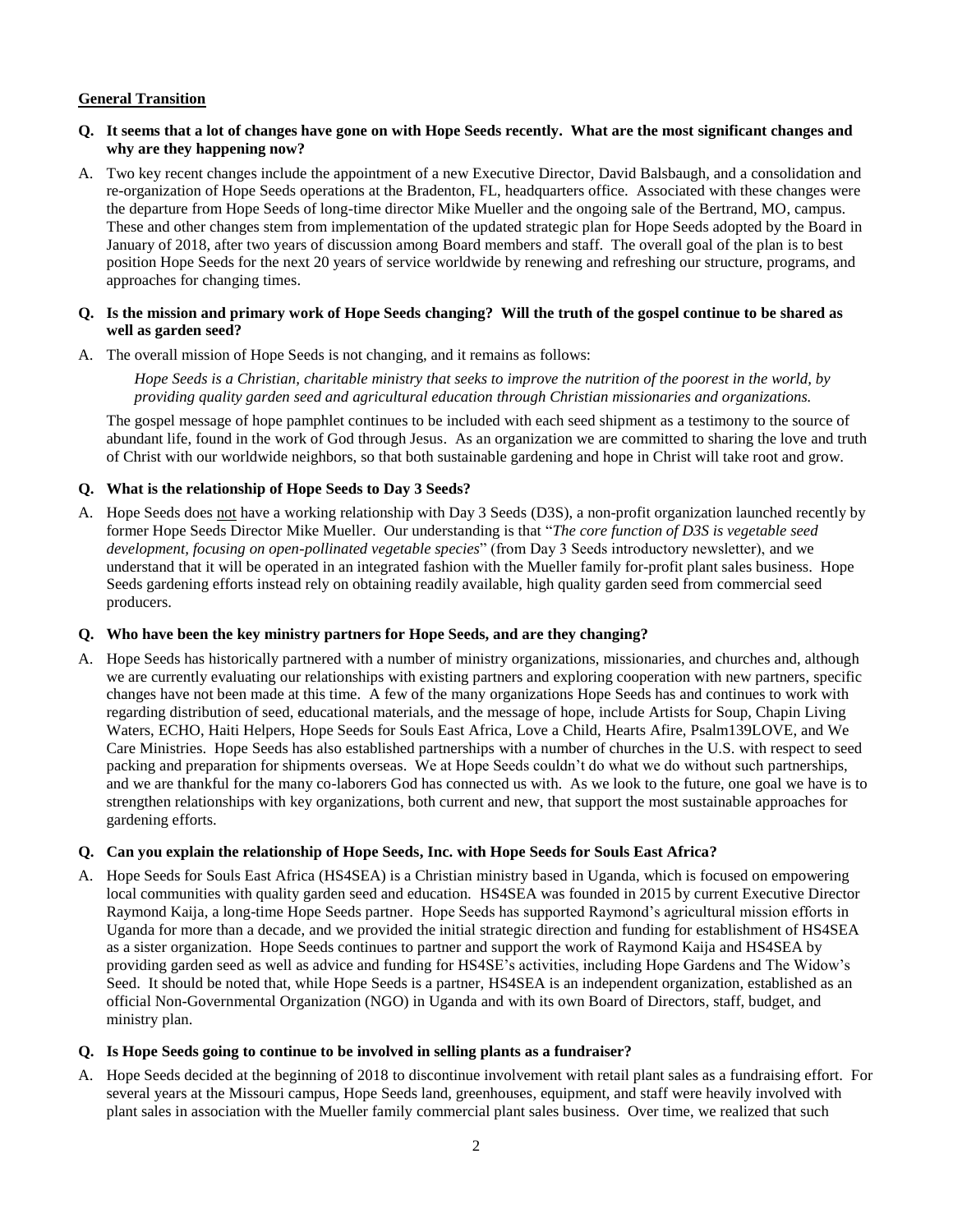**General Transition**

**Q. It seems that a lot of changes have gone on with Hope Seeds recently. What are the most significant changes and why are they happening now?**

A. Two key recent changes include the appointment of a new Executive Director, David Balsbaugh, and a consolidation and re-organization of Hope Seeds operations at the Bradenton, FL, headquarters office. Associated with these changes were the departure from Hope Seeds of long-time director Mike Mueller and the ongoing sale of the Bertrand, MO, campus. These and other changes stem from implementation of the updated strategic plan for Hope Seeds adopted by the Board in January of 2018, after two years of discussion among Board members and staff. The overall goal of the plan is to best position Hope Seeds for the next 20 years of service worldwide by renewing and refreshing our structure, programs, and approaches for changing times.

**Q. Is the mission and primary work of Hope Seeds changing? Will the truth of the gospel continue to be shared as well as garden seed?**

A. The overall mission of Hope Seeds is not changing, and it remains as follows:

> *Hope Seeds is a Christian, charitable ministry that seeks to improve the nutrition of the poorest in the world, by providing quality garden seed and agricultural education through Christian missionaries and organizations.*

The gospel message of hope pamphlet continues to be included with each seed shipment as a testimony to the source of abundant life, found in the work of God through Jesus. As an organization we are committed to sharing the love and truth of Christ with our worldwide neighbors, so that both sustainable gardening and hope in Christ will take root and grow.

**Q. What is the relationship of Hope Seeds to Day 3 Seeds?**

A. Hope Seeds does <u>not</u> have a working relationship with Day 3 Seeds (D3S), a non-profit organization launched recently by former Hope Seeds Director Mike Mueller. Our understanding is that "*The core function of D3S is vegetable seed development, focusing on open-pollinated vegetable species*" (from Day 3 Seeds introductory newsletter), and we understand that it will be operated in an integrated fashion with the Mueller family for-profit plant sales business. Hope Seeds gardening efforts instead rely on obtaining readily available, high quality garden seed from commercial seed producers.

**Q. Who have been the key ministry partners for Hope Seeds, and are they changing?**

A. Hope Seeds has historically partnered with a number of ministry organizations, missionaries, and churches and, although we are currently evaluating our relationships with existing partners and exploring cooperation with new partners, specific changes have not been made at this time. A few of the many organizations Hope Seeds has and continues to work with regarding distribution of seed, educational materials, and the message of hope, include Artists for Soup, Chapin Living Waters, ECHO, Haiti Helpers, Hope Seeds for Souls East Africa, Love a Child, Hearts Afire, Psalm139LOVE, and We Care Ministries. Hope Seeds has also established partnerships with a number of churches in the U.S. with respect to seed packing and preparation for shipments overseas. We at Hope Seeds couldn't do what we do without such partnerships, and we are thankful for the many co-laborers God has connected us with. As we look to the future, one goal we have is to strengthen relationships with key organizations, both current and new, that support the most sustainable approaches for gardening efforts.

**Q. Can you explain the relationship of Hope Seeds, Inc. with Hope Seeds for Souls East Africa?**

A. Hope Seeds for Souls East Africa (HS4SEA) is a Christian ministry based in Uganda, which is focused on empowering local communities with quality garden seed and education. HS4SEA was founded in 2015 by current Executive Director Raymond Kaija, a long-time Hope Seeds partner. Hope Seeds has supported Raymond's agricultural mission efforts in Uganda for more than a decade, and we provided the initial strategic direction and funding for establishment of HS4SEA as a sister organization. Hope Seeds continues to partner and support the work of Raymond Kaija and HS4SEA by providing garden seed as well as advice and funding for HS4SE's activities, including Hope Gardens and The Widow's Seed. It should be noted that, while Hope Seeds is a partner, HS4SEA is an independent organization, established as an official Non-Governmental Organization (NGO) in Uganda and with its own Board of Directors, staff, budget, and ministry plan.

**Q. Is Hope Seeds going to continue to be involved in selling plants as a fundraiser?**

A. Hope Seeds decided at the beginning of 2018 to discontinue involvement with retail plant sales as a fundraising effort. For several years at the Missouri campus, Hope Seeds land, greenhouses, equipment, and staff were heavily involved with plant sales in association with the Mueller family commercial plant sales business. Over time, we realized that such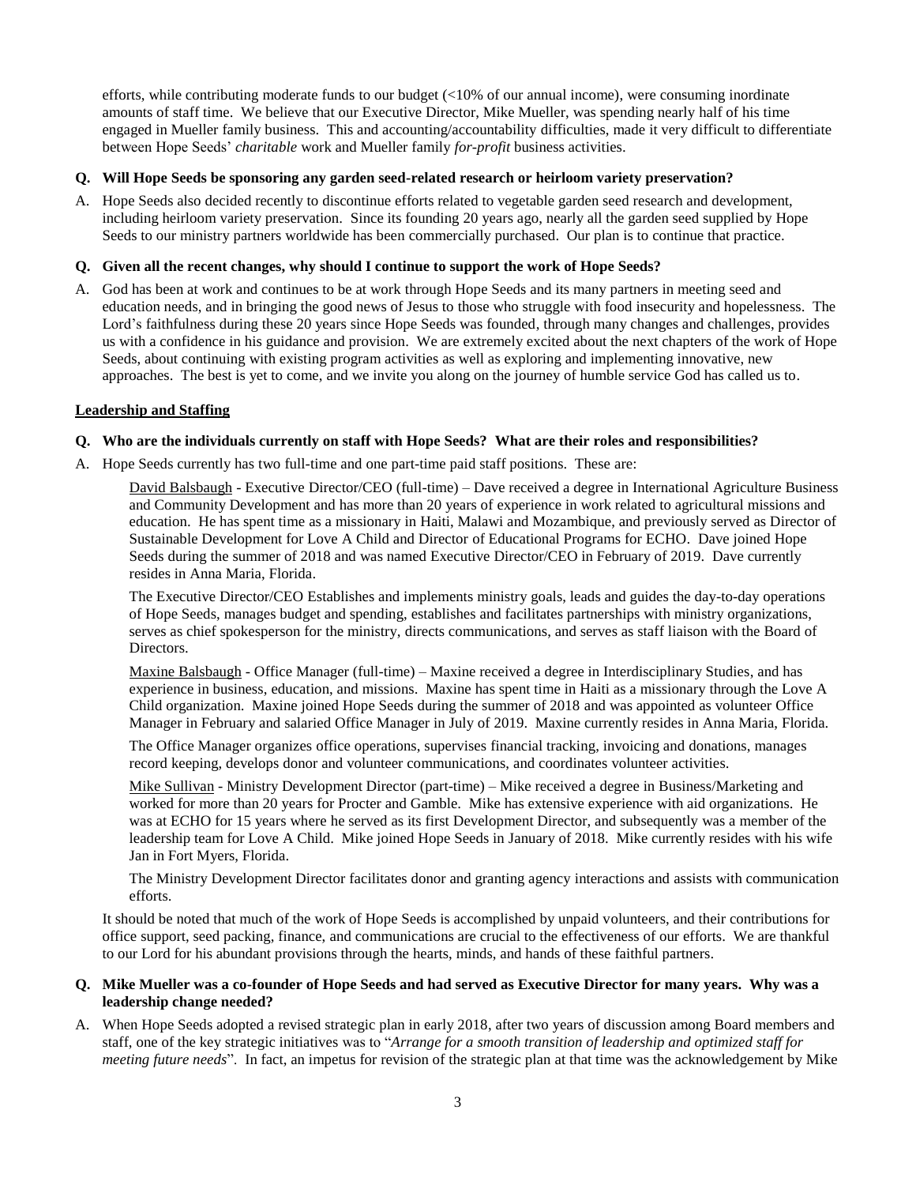efforts, while contributing moderate funds to our budget (<10% of our annual income), were consuming inordinate amounts of staff time. We believe that our Executive Director, Mike Mueller, was spending nearly half of his time engaged in Mueller family business. This and accounting/accountability difficulties, made it very difficult to differentiate between Hope Seeds' *charitable* work and Mueller family *for-profit* business activities.

**Q. Will Hope Seeds be sponsoring any garden seed-related research or heirloom variety preservation?**

A. Hope Seeds also decided recently to discontinue efforts related to vegetable garden seed research and development, including heirloom variety preservation. Since its founding 20 years ago, nearly all the garden seed supplied by Hope Seeds to our ministry partners worldwide has been commercially purchased. Our plan is to continue that practice.

**Q. Given all the recent changes, why should I continue to support the work of Hope Seeds?**

A. God has been at work and continues to be at work through Hope Seeds and its many partners in meeting seed and education needs, and in bringing the good news of Jesus to those who struggle with food insecurity and hopelessness. The Lord's faithfulness during these 20 years since Hope Seeds was founded, through many changes and challenges, provides us with a confidence in his guidance and provision. We are extremely excited about the next chapters of the work of Hope Seeds, about continuing with existing program activities as well as exploring and implementing innovative, new approaches. The best is yet to come, and we invite you along on the journey of humble service God has called us to.

## Leadership and Staffing

**Q. Who are the individuals currently on staff with Hope Seeds? What are their roles and responsibilities?**

A. Hope Seeds currently has two full-time and one part-time paid staff positions. These are:

<u>David Balsbaugh</u> - Executive Director/CEO (full-time) – Dave received a degree in International Agriculture Business and Community Development and has more than 20 years of experience in work related to agricultural missions and education. He has spent time as a missionary in Haiti, Malawi and Mozambique, and previously served as Director of Sustainable Development for Love A Child and Director of Educational Programs for ECHO. Dave joined Hope Seeds during the summer of 2018 and was named Executive Director/CEO in February of 2019. Dave currently resides in Anna Maria, Florida.

The Executive Director/CEO Establishes and implements ministry goals, leads and guides the day-to-day operations of Hope Seeds, manages budget and spending, establishes and facilitates partnerships with ministry organizations, serves as chief spokesperson for the ministry, directs communications, and serves as staff liaison with the Board of Directors.

<u>Maxine Balsbaugh</u> - Office Manager (full-time) – Maxine received a degree in Interdisciplinary Studies, and has experience in business, education, and missions. Maxine has spent time in Haiti as a missionary through the Love A Child organization. Maxine joined Hope Seeds during the summer of 2018 and was appointed as volunteer Office Manager in February and salaried Office Manager in July of 2019. Maxine currently resides in Anna Maria, Florida.

The Office Manager organizes office operations, supervises financial tracking, invoicing and donations, manages record keeping, develops donor and volunteer communications, and coordinates volunteer activities.

<u>Mike Sullivan</u> - Ministry Development Director (part-time) – Mike received a degree in Business/Marketing and worked for more than 20 years for Procter and Gamble. Mike has extensive experience with aid organizations. He was at ECHO for 15 years where he served as its first Development Director, and subsequently was a member of the leadership team for Love A Child. Mike joined Hope Seeds in January of 2018. Mike currently resides with his wife Jan in Fort Myers, Florida.

The Ministry Development Director facilitates donor and granting agency interactions and assists with communication efforts.

It should be noted that much of the work of Hope Seeds is accomplished by unpaid volunteers, and their contributions for office support, seed packing, finance, and communications are crucial to the effectiveness of our efforts. We are thankful to our Lord for his abundant provisions through the hearts, minds, and hands of these faithful partners.

**Q. Mike Mueller was a co-founder of Hope Seeds and had served as Executive Director for many years. Why was a leadership change needed?**

A. When Hope Seeds adopted a revised strategic plan in early 2018, after two years of discussion among Board members and staff, one of the key strategic initiatives was to "*Arrange for a smooth transition of leadership and optimized staff for meeting future needs*". In fact, an impetus for revision of the strategic plan at that time was the acknowledgement by Mike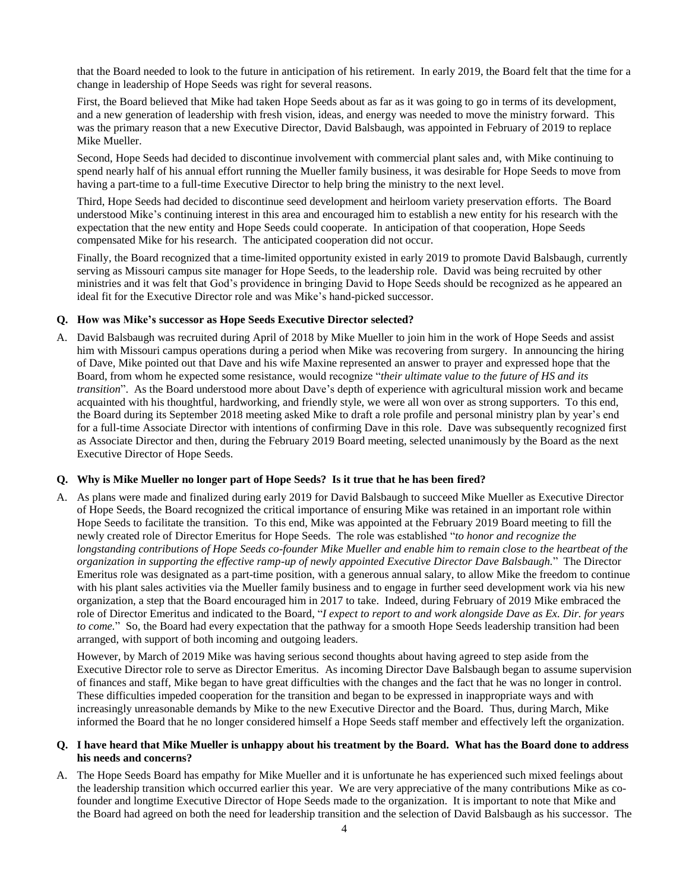that the Board needed to look to the future in anticipation of his retirement. In early 2019, the Board felt that the time for a change in leadership of Hope Seeds was right for several reasons.

First, the Board believed that Mike had taken Hope Seeds about as far as it was going to go in terms of its development, and a new generation of leadership with fresh vision, ideas, and energy was needed to move the ministry forward. This was the primary reason that a new Executive Director, David Balsbaugh, was appointed in February of 2019 to replace Mike Mueller.

Second, Hope Seeds had decided to discontinue involvement with commercial plant sales and, with Mike continuing to spend nearly half of his annual effort running the Mueller family business, it was desirable for Hope Seeds to move from having a part-time to a full-time Executive Director to help bring the ministry to the next level.

Third, Hope Seeds had decided to discontinue seed development and heirloom variety preservation efforts. The Board understood Mike's continuing interest in this area and encouraged him to establish a new entity for his research with the expectation that the new entity and Hope Seeds could cooperate. In anticipation of that cooperation, Hope Seeds compensated Mike for his research. The anticipated cooperation did not occur.

Finally, the Board recognized that a time-limited opportunity existed in early 2019 to promote David Balsbaugh, currently serving as Missouri campus site manager for Hope Seeds, to the leadership role. David was being recruited by other ministries and it was felt that God's providence in bringing David to Hope Seeds should be recognized as he appeared an ideal fit for the Executive Director role and was Mike's hand-picked successor.

**Q. How was Mike's successor as Hope Seeds Executive Director selected?**

A. David Balsbaugh was recruited during April of 2018 by Mike Mueller to join him in the work of Hope Seeds and assist him with Missouri campus operations during a period when Mike was recovering from surgery. In announcing the hiring of Dave, Mike pointed out that Dave and his wife Maxine represented an answer to prayer and expressed hope that the Board, from whom he expected some resistance, would recognize "*their ultimate value to the future of HS and its transition*". As the Board understood more about Dave's depth of experience with agricultural mission work and became acquainted with his thoughtful, hardworking, and friendly style, we were all won over as strong supporters. To this end, the Board during its September 2018 meeting asked Mike to draft a role profile and personal ministry plan by year's end for a full-time Associate Director with intentions of confirming Dave in this role. Dave was subsequently recognized first as Associate Director and then, during the February 2019 Board meeting, selected unanimously by the Board as the next Executive Director of Hope Seeds.

**Q. Why is Mike Mueller no longer part of Hope Seeds? Is it true that he has been fired?**

A. As plans were made and finalized during early 2019 for David Balsbaugh to succeed Mike Mueller as Executive Director of Hope Seeds, the Board recognized the critical importance of ensuring Mike was retained in an important role within Hope Seeds to facilitate the transition. To this end, Mike was appointed at the February 2019 Board meeting to fill the newly created role of Director Emeritus for Hope Seeds. The role was established "*to honor and recognize the longstanding contributions of Hope Seeds co-founder Mike Mueller and enable him to remain close to the heartbeat of the organization in supporting the effective ramp-up of newly appointed Executive Director Dave Balsbaugh.*" The Director Emeritus role was designated as a part-time position, with a generous annual salary, to allow Mike the freedom to continue with his plant sales activities via the Mueller family business and to engage in further seed development work via his new organization, a step that the Board encouraged him in 2017 to take. Indeed, during February of 2019 Mike embraced the role of Director Emeritus and indicated to the Board, "*I expect to report to and work alongside Dave as Ex. Dir. for years to come.*" So, the Board had every expectation that the pathway for a smooth Hope Seeds leadership transition had been arranged, with support of both incoming and outgoing leaders.

However, by March of 2019 Mike was having serious second thoughts about having agreed to step aside from the Executive Director role to serve as Director Emeritus. As incoming Director Dave Balsbaugh began to assume supervision of finances and staff, Mike began to have great difficulties with the changes and the fact that he was no longer in control. These difficulties impeded cooperation for the transition and began to be expressed in inappropriate ways and with increasingly unreasonable demands by Mike to the new Executive Director and the Board. Thus, during March, Mike informed the Board that he no longer considered himself a Hope Seeds staff member and effectively left the organization.

**Q. I have heard that Mike Mueller is unhappy about his treatment by the Board. What has the Board done to address his needs and concerns?**

A. The Hope Seeds Board has empathy for Mike Mueller and it is unfortunate he has experienced such mixed feelings about the leadership transition which occurred earlier this year. We are very appreciative of the many contributions Mike as co-founder and longtime Executive Director of Hope Seeds made to the organization. It is important to note that Mike and the Board had agreed on both the need for leadership transition and the selection of David Balsbaugh as his successor. The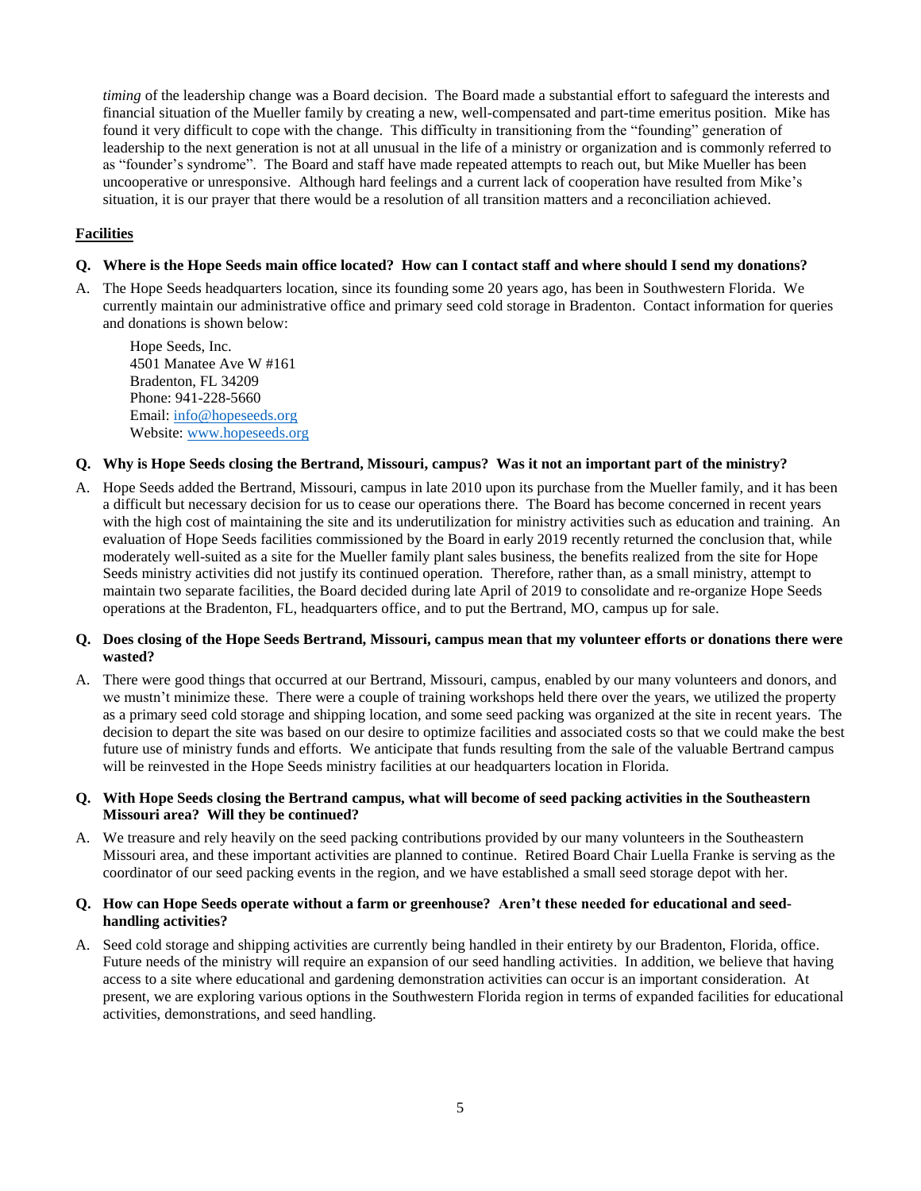*timing* of the leadership change was a Board decision. The Board made a substantial effort to safeguard the interests and financial situation of the Mueller family by creating a new, well-compensated and part-time emeritus position. Mike has found it very difficult to cope with the change. This difficulty in transitioning from the "founding" generation of leadership to the next generation is not at all unusual in the life of a ministry or organization and is commonly referred to as "founder's syndrome". The Board and staff have made repeated attempts to reach out, but Mike Mueller has been uncooperative or unresponsive. Although hard feelings and a current lack of cooperation have resulted from Mike's situation, it is our prayer that there would be a resolution of all transition matters and a reconciliation achieved.

## Facilities

**Q. Where is the Hope Seeds main office located? How can I contact staff and where should I send my donations?**

A. The Hope Seeds headquarters location, since its founding some 20 years ago, has been in Southwestern Florida. We currently maintain our administrative office and primary seed cold storage in Bradenton. Contact information for queries and donations is shown below:

Hope Seeds, Inc.
4501 Manatee Ave W #161
Bradenton, FL 34209
Phone: 941-228-5660
Email: info@hopeseeds.org
Website: www.hopeseeds.org

**Q. Why is Hope Seeds closing the Bertrand, Missouri, campus? Was it not an important part of the ministry?**

A. Hope Seeds added the Bertrand, Missouri, campus in late 2010 upon its purchase from the Mueller family, and it has been a difficult but necessary decision for us to cease our operations there. The Board has become concerned in recent years with the high cost of maintaining the site and its underutilization for ministry activities such as education and training. An evaluation of Hope Seeds facilities commissioned by the Board in early 2019 recently returned the conclusion that, while moderately well-suited as a site for the Mueller family plant sales business, the benefits realized from the site for Hope Seeds ministry activities did not justify its continued operation. Therefore, rather than, as a small ministry, attempt to maintain two separate facilities, the Board decided during late April of 2019 to consolidate and re-organize Hope Seeds operations at the Bradenton, FL, headquarters office, and to put the Bertrand, MO, campus up for sale.

**Q. Does closing of the Hope Seeds Bertrand, Missouri, campus mean that my volunteer efforts or donations there were wasted?**

A. There were good things that occurred at our Bertrand, Missouri, campus, enabled by our many volunteers and donors, and we mustn't minimize these. There were a couple of training workshops held there over the years, we utilized the property as a primary seed cold storage and shipping location, and some seed packing was organized at the site in recent years. The decision to depart the site was based on our desire to optimize facilities and associated costs so that we could make the best future use of ministry funds and efforts. We anticipate that funds resulting from the sale of the valuable Bertrand campus will be reinvested in the Hope Seeds ministry facilities at our headquarters location in Florida.

**Q. With Hope Seeds closing the Bertrand campus, what will become of seed packing activities in the Southeastern Missouri area? Will they be continued?**

A. We treasure and rely heavily on the seed packing contributions provided by our many volunteers in the Southeastern Missouri area, and these important activities are planned to continue. Retired Board Chair Luella Franke is serving as the coordinator of our seed packing events in the region, and we have established a small seed storage depot with her.

**Q. How can Hope Seeds operate without a farm or greenhouse? Aren't these needed for educational and seed-handling activities?**

A. Seed cold storage and shipping activities are currently being handled in their entirety by our Bradenton, Florida, office. Future needs of the ministry will require an expansion of our seed handling activities. In addition, we believe that having access to a site where educational and gardening demonstration activities can occur is an important consideration. At present, we are exploring various options in the Southwestern Florida region in terms of expanded facilities for educational activities, demonstrations, and seed handling.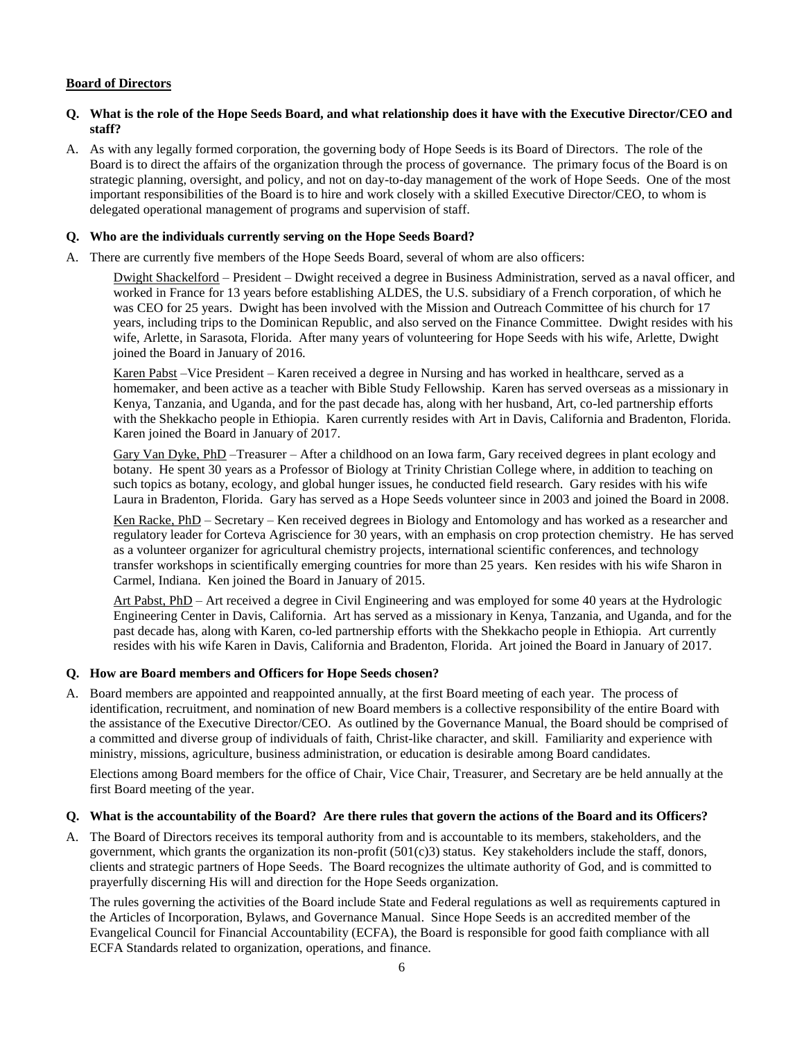**Board of Directors**

**Q. What is the role of the Hope Seeds Board, and what relationship does it have with the Executive Director/CEO and staff?**

A. As with any legally formed corporation, the governing body of Hope Seeds is its Board of Directors. The role of the Board is to direct the affairs of the organization through the process of governance. The primary focus of the Board is on strategic planning, oversight, and policy, and not on day-to-day management of the work of Hope Seeds. One of the most important responsibilities of the Board is to hire and work closely with a skilled Executive Director/CEO, to whom is delegated operational management of programs and supervision of staff.

**Q. Who are the individuals currently serving on the Hope Seeds Board?**

A. There are currently five members of the Hope Seeds Board, several of whom are also officers:

Dwight Shackelford – President – Dwight received a degree in Business Administration, served as a naval officer, and worked in France for 13 years before establishing ALDES, the U.S. subsidiary of a French corporation, of which he was CEO for 25 years. Dwight has been involved with the Mission and Outreach Committee of his church for 17 years, including trips to the Dominican Republic, and also served on the Finance Committee. Dwight resides with his wife, Arlette, in Sarasota, Florida. After many years of volunteering for Hope Seeds with his wife, Arlette, Dwight joined the Board in January of 2016.

Karen Pabst –Vice President – Karen received a degree in Nursing and has worked in healthcare, served as a homemaker, and been active as a teacher with Bible Study Fellowship. Karen has served overseas as a missionary in Kenya, Tanzania, and Uganda, and for the past decade has, along with her husband, Art, co-led partnership efforts with the Shekkacho people in Ethiopia. Karen currently resides with Art in Davis, California and Bradenton, Florida. Karen joined the Board in January of 2017.

Gary Van Dyke, PhD –Treasurer – After a childhood on an Iowa farm, Gary received degrees in plant ecology and botany. He spent 30 years as a Professor of Biology at Trinity Christian College where, in addition to teaching on such topics as botany, ecology, and global hunger issues, he conducted field research. Gary resides with his wife Laura in Bradenton, Florida. Gary has served as a Hope Seeds volunteer since in 2003 and joined the Board in 2008.

Ken Racke, PhD – Secretary – Ken received degrees in Biology and Entomology and has worked as a researcher and regulatory leader for Corteva Agriscience for 30 years, with an emphasis on crop protection chemistry. He has served as a volunteer organizer for agricultural chemistry projects, international scientific conferences, and technology transfer workshops in scientifically emerging countries for more than 25 years. Ken resides with his wife Sharon in Carmel, Indiana. Ken joined the Board in January of 2015.

Art Pabst, PhD – Art received a degree in Civil Engineering and was employed for some 40 years at the Hydrologic Engineering Center in Davis, California. Art has served as a missionary in Kenya, Tanzania, and Uganda, and for the past decade has, along with Karen, co-led partnership efforts with the Shekkacho people in Ethiopia. Art currently resides with his wife Karen in Davis, California and Bradenton, Florida. Art joined the Board in January of 2017.

**Q. How are Board members and Officers for Hope Seeds chosen?**

A. Board members are appointed and reappointed annually, at the first Board meeting of each year. The process of identification, recruitment, and nomination of new Board members is a collective responsibility of the entire Board with the assistance of the Executive Director/CEO. As outlined by the Governance Manual, the Board should be comprised of a committed and diverse group of individuals of faith, Christ-like character, and skill. Familiarity and experience with ministry, missions, agriculture, business administration, or education is desirable among Board candidates.

Elections among Board members for the office of Chair, Vice Chair, Treasurer, and Secretary are be held annually at the first Board meeting of the year.

**Q. What is the accountability of the Board? Are there rules that govern the actions of the Board and its Officers?**

A. The Board of Directors receives its temporal authority from and is accountable to its members, stakeholders, and the government, which grants the organization its non-profit (501(c)3) status. Key stakeholders include the staff, donors, clients and strategic partners of Hope Seeds. The Board recognizes the ultimate authority of God, and is committed to prayerfully discerning His will and direction for the Hope Seeds organization.

The rules governing the activities of the Board include State and Federal regulations as well as requirements captured in the Articles of Incorporation, Bylaws, and Governance Manual. Since Hope Seeds is an accredited member of the Evangelical Council for Financial Accountability (ECFA), the Board is responsible for good faith compliance with all ECFA Standards related to organization, operations, and finance.